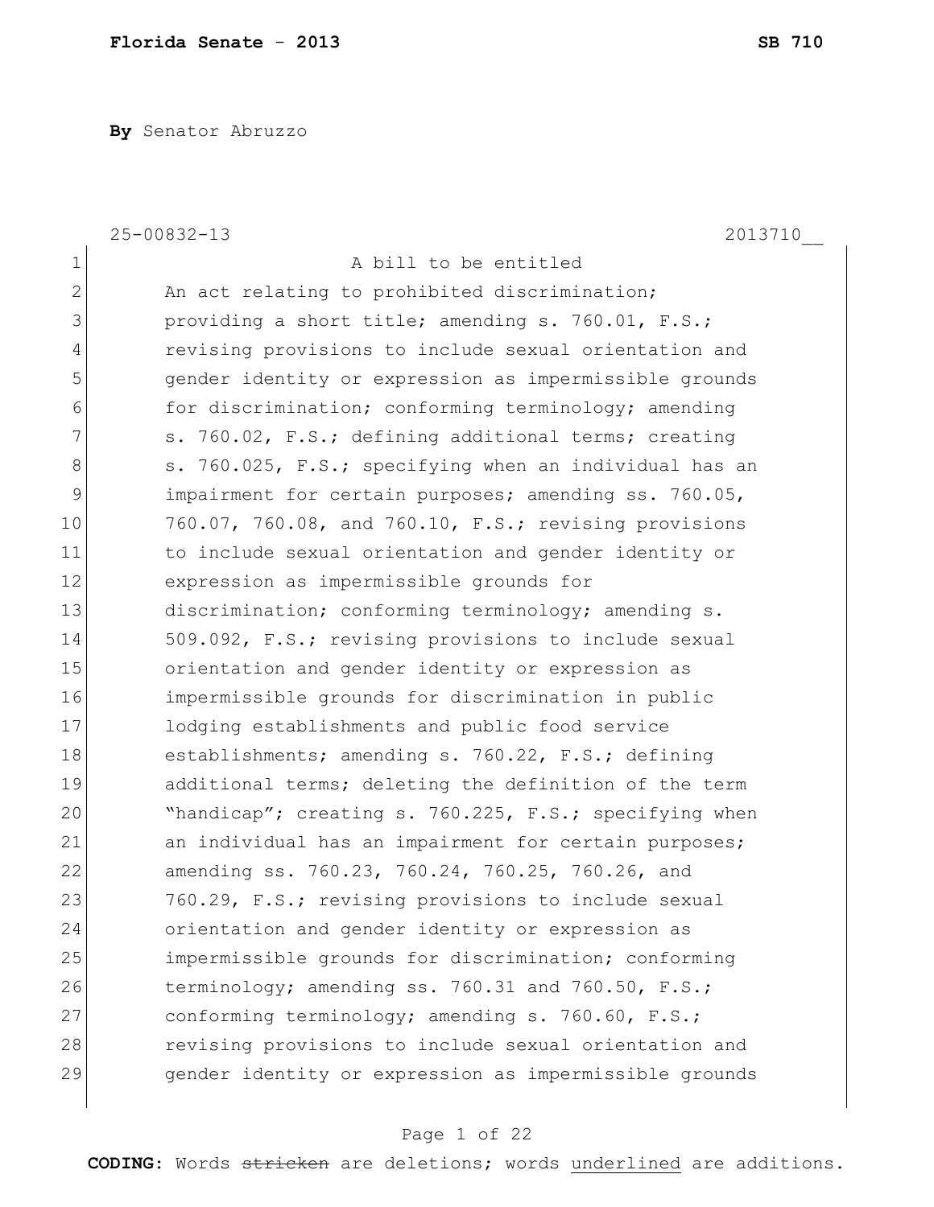**By** Senator Abruzzo

25-00832-13 2013710__

A bill to be entitled

An act relating to prohibited discrimination; providing a short title; amending s. 760.01, F.S.; revising provisions to include sexual orientation and gender identity or expression as impermissible grounds for discrimination; conforming terminology; amending s. 760.02, F.S.; defining additional terms; creating s. 760.025, F.S.; specifying when an individual has an impairment for certain purposes; amending ss. 760.05, 760.07, 760.08, and 760.10, F.S.; revising provisions to include sexual orientation and gender identity or expression as impermissible grounds for discrimination; conforming terminology; amending s. 509.092, F.S.; revising provisions to include sexual orientation and gender identity or expression as impermissible grounds for discrimination in public lodging establishments and public food service establishments; amending s. 760.22, F.S.; defining additional terms; deleting the definition of the term "handicap"; creating s. 760.225, F.S.; specifying when an individual has an impairment for certain purposes; amending ss. 760.23, 760.24, 760.25, 760.26, and 760.29, F.S.; revising provisions to include sexual orientation and gender identity or expression as impermissible grounds for discrimination; conforming terminology; amending ss. 760.31 and 760.50, F.S.; conforming terminology; amending s. 760.60, F.S.; revising provisions to include sexual orientation and gender identity or expression as impermissible grounds

**CODING:** Words ~~stricken~~ are deletions; words <u>underlined</u> are additions.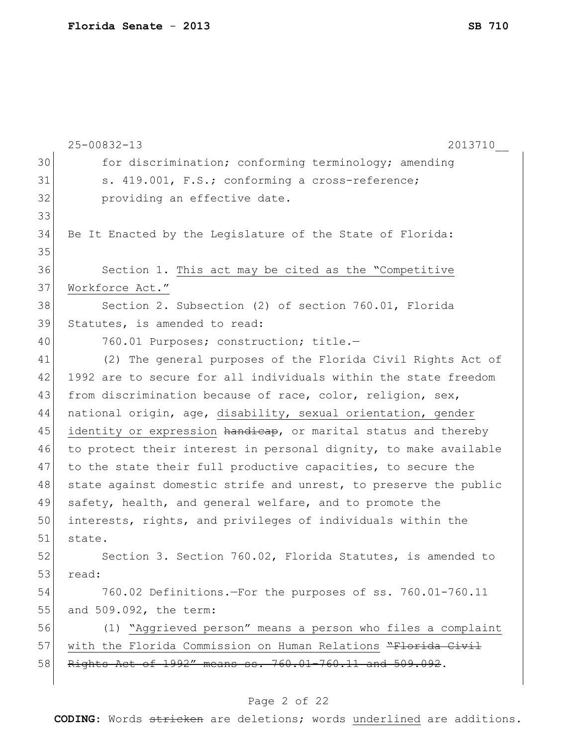for discrimination; conforming terminology; amending s. 419.001, F.S.; conforming a cross-reference; providing an effective date.

Be It Enacted by the Legislature of the State of Florida:

Section 1. <u>This act may be cited as the "Competitive Workforce Act."</u>

Section 2. Subsection (2) of section 760.01, Florida Statutes, is amended to read:

760.01 Purposes; construction; title.—

(2) The general purposes of the Florida Civil Rights Act of 1992 are to secure for all individuals within the state freedom from discrimination because of race, color, religion, sex, national origin, age, <u>disability, sexual orientation, gender identity or expression</u> ~~handicap~~, or marital status and thereby to protect their interest in personal dignity, to make available to the state their full productive capacities, to secure the state against domestic strife and unrest, to preserve the public safety, health, and general welfare, and to promote the interests, rights, and privileges of individuals within the state.

Section 3. Section 760.02, Florida Statutes, is amended to read:

760.02 Definitions.—For the purposes of ss. 760.01-760.11 and 509.092, the term:

(1) <u>"Aggrieved person" means a person who files a complaint with the Florida Commission on Human Relations</u> ~~"Florida Civil Rights Act of 1992" means ss. 760.01-760.11 and 509.092~~.

**CODING:** Words ~~stricken~~ are deletions; words <u>underlined</u> are additions.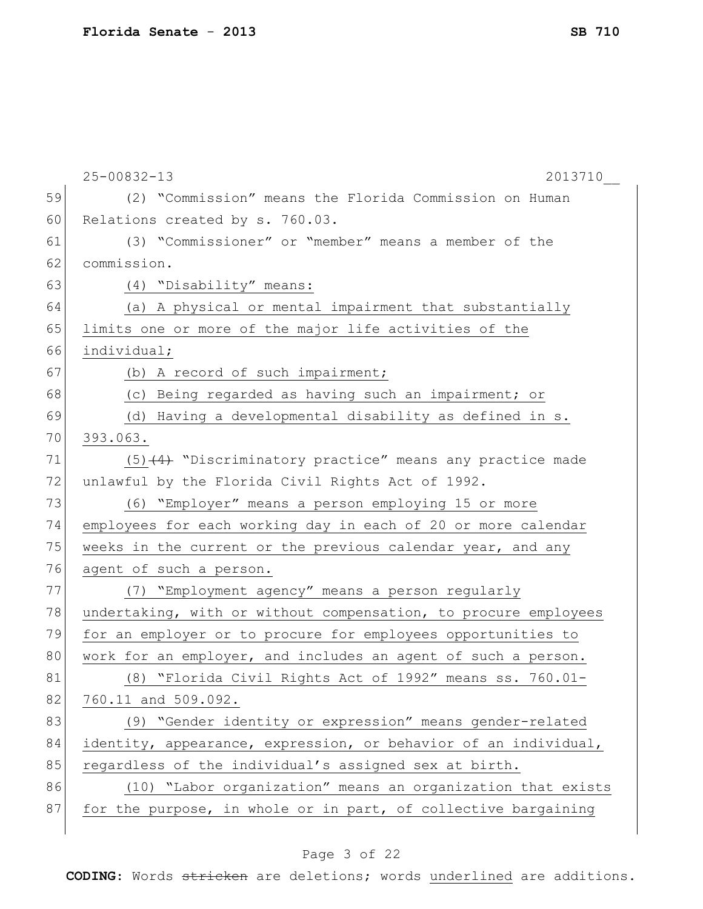25-00832-13 2013710__

59 (2) "Commission" means the Florida Commission on Human
60 Relations created by s. 760.03.
61 (3) "Commissioner" or "member" means a member of the
62 commission.
63 <u>(4) "Disability" means:</u>
64 <u>(a) A physical or mental impairment that substantially</u>
65 <u>limits one or more of the major life activities of the</u>
66 <u>individual;</u>
67 <u>(b) A record of such impairment;</u>
68 <u>(c) Being regarded as having such an impairment; or</u>
69 <u>(d) Having a developmental disability as defined in s.</u>
70 <u>393.063.</u>
71 <u>(5)</u>~~(4)~~ "Discriminatory practice" means any practice made
72 unlawful by the Florida Civil Rights Act of 1992.
73 <u>(6) "Employer" means a person employing 15 or more</u>
74 <u>employees for each working day in each of 20 or more calendar</u>
75 <u>weeks in the current or the previous calendar year, and any</u>
76 <u>agent of such a person.</u>
77 <u>(7) "Employment agency" means a person regularly</u>
78 <u>undertaking, with or without compensation, to procure employees</u>
79 <u>for an employer or to procure for employees opportunities to</u>
80 <u>work for an employer, and includes an agent of such a person.</u>
81 <u>(8) "Florida Civil Rights Act of 1992" means ss. 760.01-</u>
82 <u>760.11 and 509.092.</u>
83 <u>(9) "Gender identity or expression" means gender-related</u>
84 <u>identity, appearance, expression, or behavior of an individual,</u>
85 <u>regardless of the individual's assigned sex at birth.</u>
86 <u>(10) "Labor organization" means an organization that exists</u>
87 <u>for the purpose, in whole or in part, of collective bargaining</u>

**CODING:** Words ~~stricken~~ are deletions; words <u>underlined</u> are additions.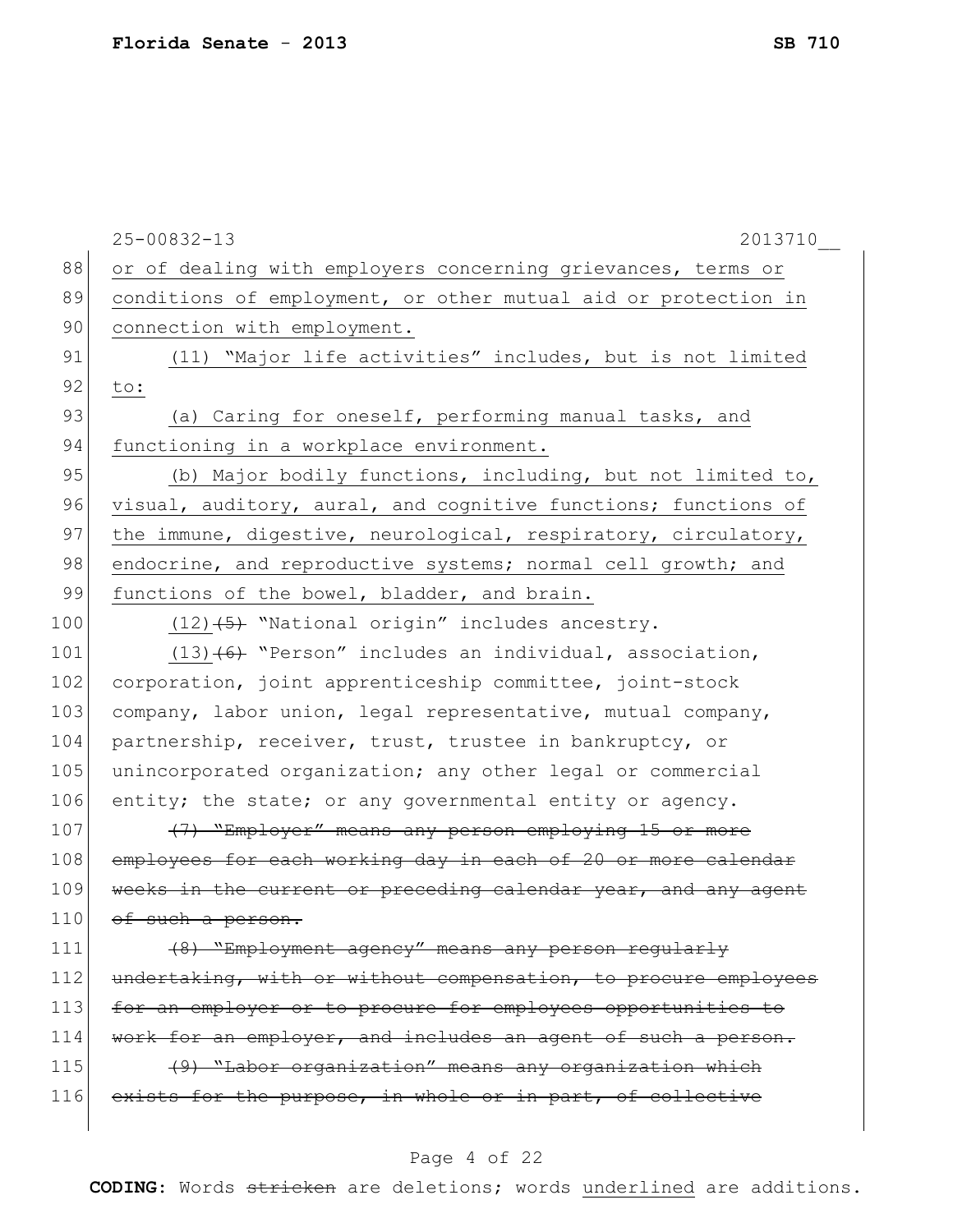25-00832-13 2013710__

88 or of dealing with employers concerning grievances, terms or
89 conditions of employment, or other mutual aid or protection in
90 connection with employment.

91 <u>(11) "Major life activities" includes, but is not limited</u>
92 <u>to:</u>

93 <u>(a) Caring for oneself, performing manual tasks, and</u>
94 <u>functioning in a workplace environment.</u>

95 <u>(b) Major bodily functions, including, but not limited to,</u>
96 <u>visual, auditory, aural, and cognitive functions; functions of</u>
97 <u>the immune, digestive, neurological, respiratory, circulatory,</u>
98 <u>endocrine, and reproductive systems; normal cell growth; and</u>
99 <u>functions of the bowel, bladder, and brain.</u>

100 <u>(12)</u>~~(5)~~ "National origin" includes ancestry.

101 <u>(13)</u>~~(6)~~ "Person" includes an individual, association,
102 corporation, joint apprenticeship committee, joint-stock
103 company, labor union, legal representative, mutual company,
104 partnership, receiver, trust, trustee in bankruptcy, or
105 unincorporated organization; any other legal or commercial
106 entity; the state; or any governmental entity or agency.

107 ~~(7) "Employer" means any person employing 15 or more~~
108 ~~employees for each working day in each of 20 or more calendar~~
109 ~~weeks in the current or preceding calendar year, and any agent~~
110 ~~of such a person.~~

111 ~~(8) "Employment agency" means any person regularly~~
112 ~~undertaking, with or without compensation, to procure employees~~
113 ~~for an employer or to procure for employees opportunities to~~
114 ~~work for an employer, and includes an agent of such a person.~~

115 ~~(9) "Labor organization" means any organization which~~
116 ~~exists for the purpose, in whole or in part, of collective~~

**CODING:** Words ~~stricken~~ are deletions; words <u>underlined</u> are additions.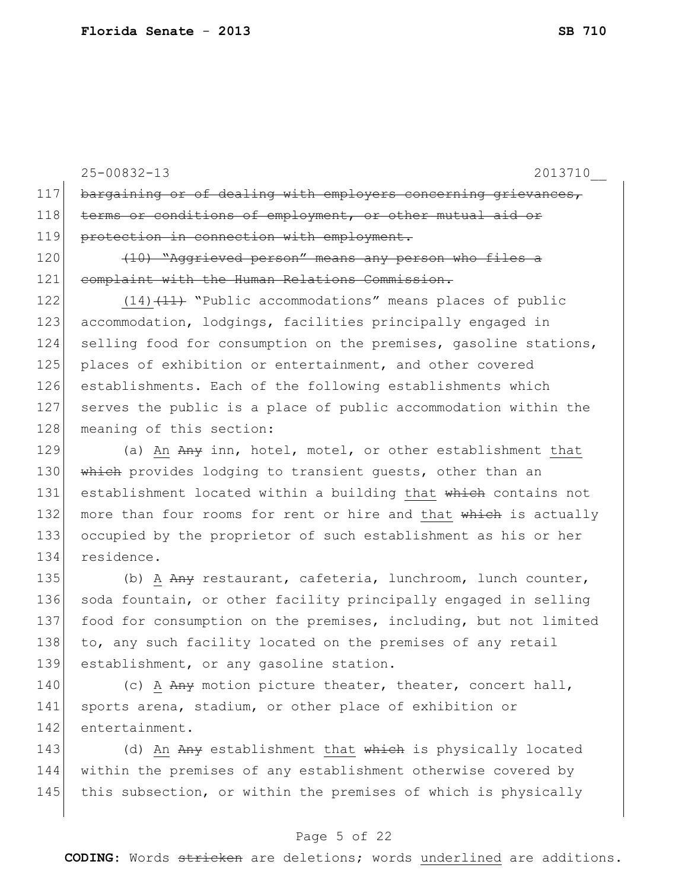25-00832-13 2013710__

117 ~~bargaining or of dealing with employers concerning grievances,~~
118 ~~terms or conditions of employment, or other mutual aid or~~
119 ~~protection in connection with employment.~~

120 ~~(10) "Aggrieved person" means any person who files a~~
121 ~~complaint with the Human Relations Commission.~~

122 <u>(14)</u>~~(11)~~ "Public accommodations" means places of public
123 accommodation, lodgings, facilities principally engaged in
124 selling food for consumption on the premises, gasoline stations,
125 places of exhibition or entertainment, and other covered
126 establishments. Each of the following establishments which
127 serves the public is a place of public accommodation within the
128 meaning of this section:

129 (a) <u>An</u> ~~Any~~ inn, hotel, motel, or other establishment <u>that</u>
130 ~~which~~ provides lodging to transient guests, other than an
131 establishment located within a building <u>that</u> ~~which~~ contains not
132 more than four rooms for rent or hire and <u>that</u> ~~which~~ is actually
133 occupied by the proprietor of such establishment as his or her
134 residence.

135 (b) <u>A</u> ~~Any~~ restaurant, cafeteria, lunchroom, lunch counter,
136 soda fountain, or other facility principally engaged in selling
137 food for consumption on the premises, including, but not limited
138 to, any such facility located on the premises of any retail
139 establishment, or any gasoline station.

140 (c) <u>A</u> ~~Any~~ motion picture theater, theater, concert hall,
141 sports arena, stadium, or other place of exhibition or
142 entertainment.

143 (d) <u>An</u> ~~Any~~ establishment <u>that</u> ~~which~~ is physically located
144 within the premises of any establishment otherwise covered by
145 this subsection, or within the premises of which is physically

**CODING:** Words ~~stricken~~ are deletions; words <u>underlined</u> are additions.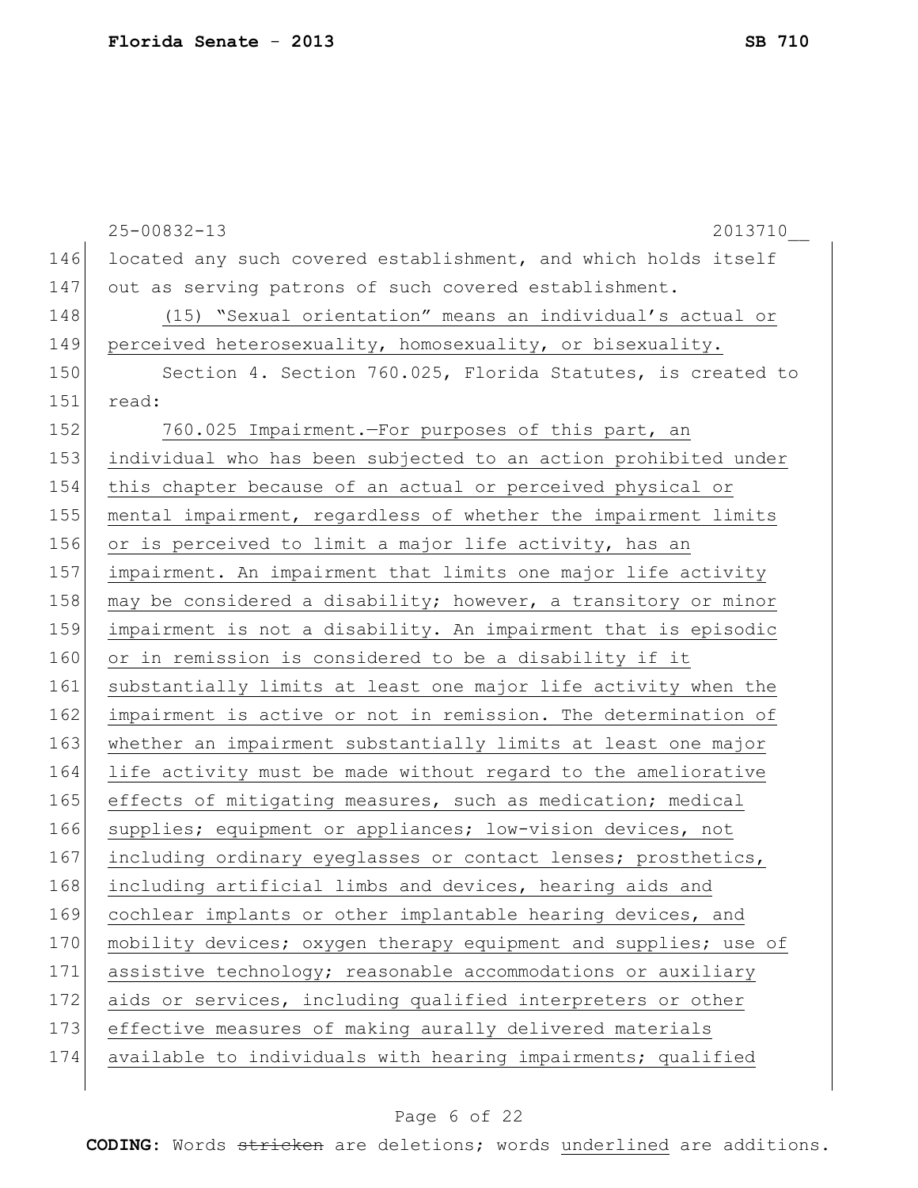located any such covered establishment, and which holds itself out as serving patrons of such covered establishment.

(15) “Sexual orientation” means an individual’s actual or perceived heterosexuality, homosexuality, or bisexuality.

Section 4. Section 760.025, Florida Statutes, is created to read:

760.025 Impairment.—For purposes of this part, an individual who has been subjected to an action prohibited under this chapter because of an actual or perceived physical or mental impairment, regardless of whether the impairment limits or is perceived to limit a major life activity, has an impairment. An impairment that limits one major life activity may be considered a disability; however, a transitory or minor impairment is not a disability. An impairment that is episodic or in remission is considered to be a disability if it substantially limits at least one major life activity when the impairment is active or not in remission. The determination of whether an impairment substantially limits at least one major life activity must be made without regard to the ameliorative effects of mitigating measures, such as medication; medical supplies; equipment or appliances; low-vision devices, not including ordinary eyeglasses or contact lenses; prosthetics, including artificial limbs and devices, hearing aids and cochlear implants or other implantable hearing devices, and mobility devices; oxygen therapy equipment and supplies; use of assistive technology; reasonable accommodations or auxiliary aids or services, including qualified interpreters or other effective measures of making aurally delivered materials available to individuals with hearing impairments; qualified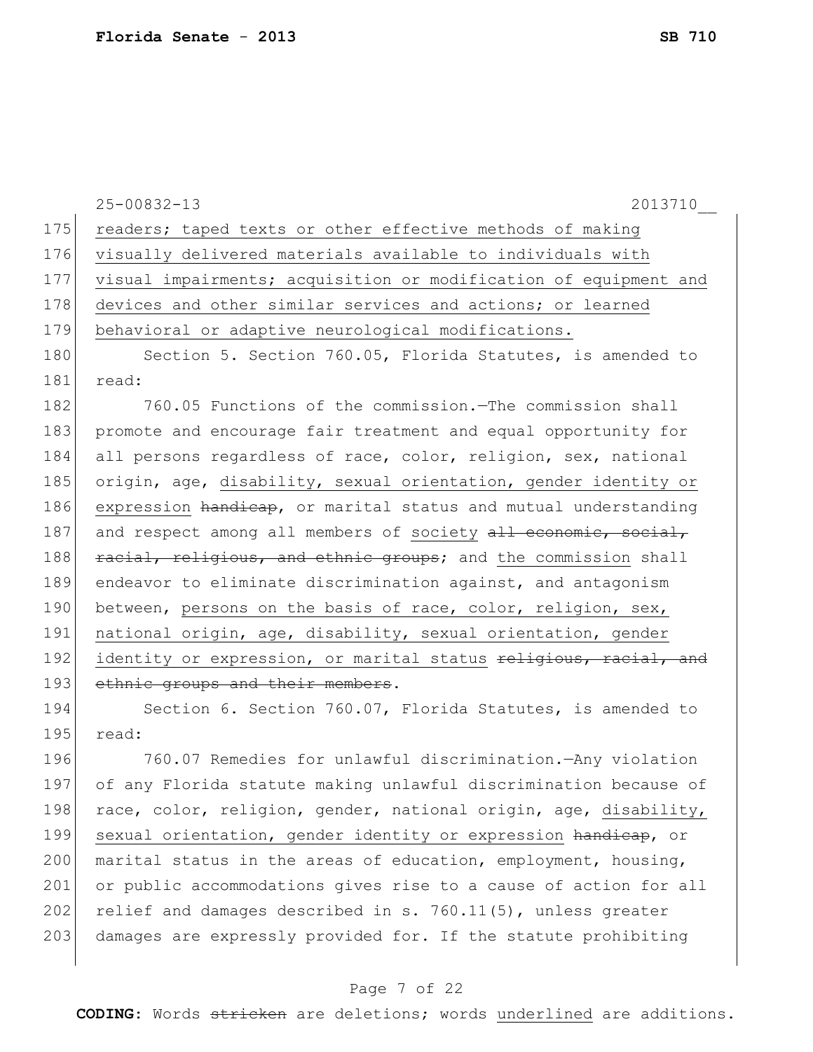readers; taped texts or other effective methods of making visually delivered materials available to individuals with visual impairments; acquisition or modification of equipment and devices and other similar services and actions; or learned behavioral or adaptive neurological modifications.

Section 5. Section 760.05, Florida Statutes, is amended to read:

760.05 Functions of the commission.—The commission shall promote and encourage fair treatment and equal opportunity for all persons regardless of race, color, religion, sex, national origin, age, disability, sexual orientation, gender identity or expression ~~handicap~~, or marital status and mutual understanding and respect among all members of society ~~all economic, social, racial, religious, and ethnic groups~~; and the commission shall endeavor to eliminate discrimination against, and antagonism between, persons on the basis of race, color, religion, sex, national origin, age, disability, sexual orientation, gender identity or expression, or marital status ~~religious, racial, and ethnic groups and their members~~.

Section 6. Section 760.07, Florida Statutes, is amended to read:

760.07 Remedies for unlawful discrimination.—Any violation of any Florida statute making unlawful discrimination because of race, color, religion, gender, national origin, age, disability, sexual orientation, gender identity or expression ~~handicap~~, or marital status in the areas of education, employment, housing, or public accommodations gives rise to a cause of action for all relief and damages described in s. 760.11(5), unless greater damages are expressly provided for. If the statute prohibiting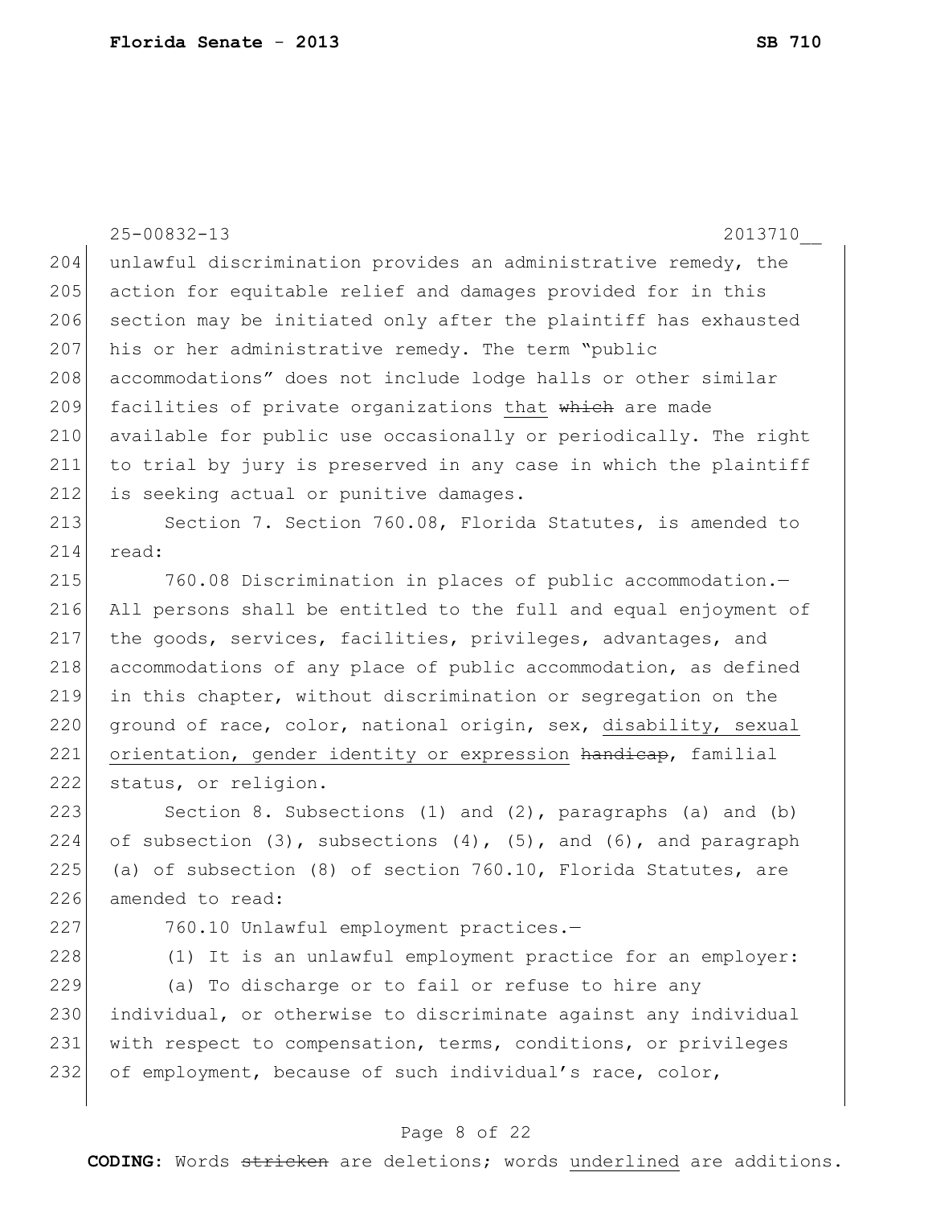25-00832-13 2013710__

unlawful discrimination provides an administrative remedy, the action for equitable relief and damages provided for in this section may be initiated only after the plaintiff has exhausted his or her administrative remedy. The term "public accommodations" does not include lodge halls or other similar facilities of private organizations <u>that</u> ~~which~~ are made available for public use occasionally or periodically. The right to trial by jury is preserved in any case in which the plaintiff is seeking actual or punitive damages.

Section 7. Section 760.08, Florida Statutes, is amended to read:

760.08 Discrimination in places of public accommodation.—All persons shall be entitled to the full and equal enjoyment of the goods, services, facilities, privileges, advantages, and accommodations of any place of public accommodation, as defined in this chapter, without discrimination or segregation on the ground of race, color, national origin, sex, <u>disability, sexual orientation, gender identity or expression</u> ~~handicap~~, familial status, or religion.

Section 8. Subsections (1) and (2), paragraphs (a) and (b) of subsection (3), subsections (4), (5), and (6), and paragraph (a) of subsection (8) of section 760.10, Florida Statutes, are amended to read:

760.10 Unlawful employment practices.—

(1) It is an unlawful employment practice for an employer:

(a) To discharge or to fail or refuse to hire any individual, or otherwise to discriminate against any individual with respect to compensation, terms, conditions, or privileges of employment, because of such individual's race, color,

**CODING:** Words ~~stricken~~ are deletions; words <u>underlined</u> are additions.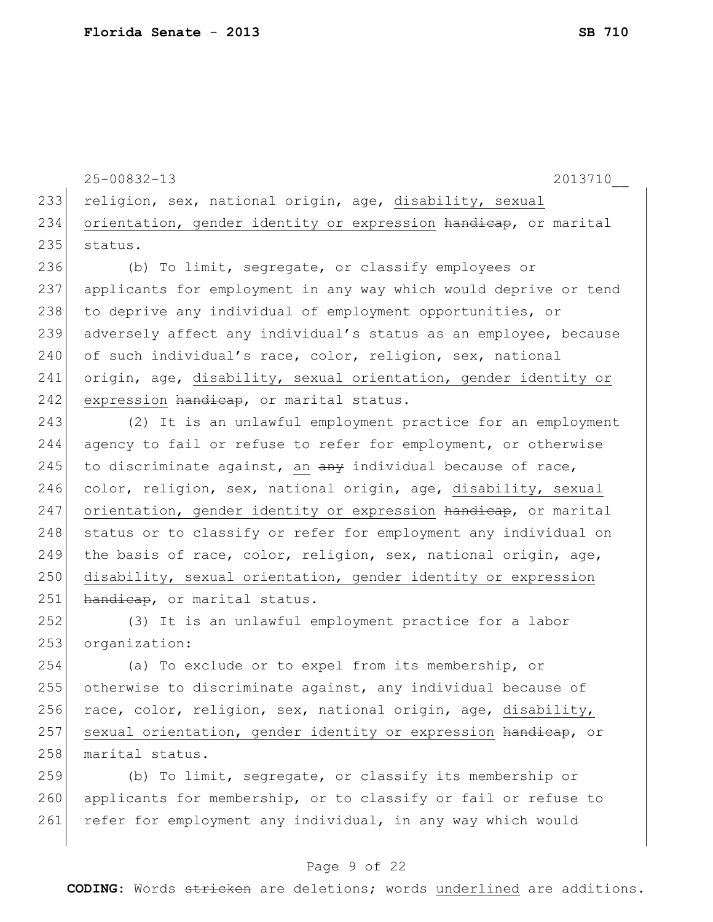25-00832-13 2013710__

233 religion, sex, national origin, age, <u>disability, sexual</u>
234 <u>orientation, gender identity or expression</u> ~~handicap~~, or marital
235 status.

236 (b) To limit, segregate, or classify employees or
237 applicants for employment in any way which would deprive or tend
238 to deprive any individual of employment opportunities, or
239 adversely affect any individual's status as an employee, because
240 of such individual's race, color, religion, sex, national
241 origin, age, <u>disability, sexual orientation, gender identity or</u>
242 <u>expression</u> ~~handicap~~, or marital status.

243 (2) It is an unlawful employment practice for an employment
244 agency to fail or refuse to refer for employment, or otherwise
245 to discriminate against, <u>an</u> ~~any~~ individual because of race,
246 color, religion, sex, national origin, age, <u>disability, sexual</u>
247 <u>orientation, gender identity or expression</u> ~~handicap~~, or marital
248 status or to classify or refer for employment any individual on
249 the basis of race, color, religion, sex, national origin, age,
250 <u>disability, sexual orientation, gender identity or expression</u>
251 ~~handicap~~, or marital status.

252 (3) It is an unlawful employment practice for a labor
253 organization:

254 (a) To exclude or to expel from its membership, or
255 otherwise to discriminate against, any individual because of
256 race, color, religion, sex, national origin, age, <u>disability,</u>
257 <u>sexual orientation, gender identity or expression</u> ~~handicap~~, or
258 marital status.

259 (b) To limit, segregate, or classify its membership or
260 applicants for membership, or to classify or fail or refuse to
261 refer for employment any individual, in any way which would

**CODING:** Words ~~stricken~~ are deletions; words <u>underlined</u> are additions.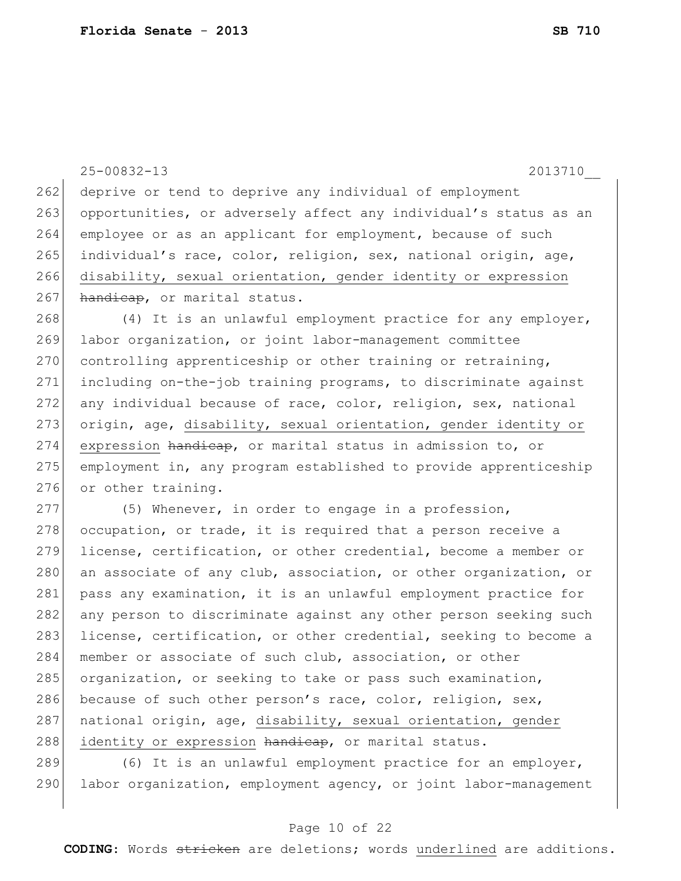deprive or tend to deprive any individual of employment opportunities, or adversely affect any individual's status as an employee or as an applicant for employment, because of such individual's race, color, religion, sex, national origin, age, <u>disability, sexual orientation, gender identity or expression</u> ~~handicap~~, or marital status.

(4) It is an unlawful employment practice for any employer, labor organization, or joint labor-management committee controlling apprenticeship or other training or retraining, including on-the-job training programs, to discriminate against any individual because of race, color, religion, sex, national origin, age, <u>disability, sexual orientation, gender identity or expression</u> ~~handicap~~, or marital status in admission to, or employment in, any program established to provide apprenticeship or other training.

(5) Whenever, in order to engage in a profession, occupation, or trade, it is required that a person receive a license, certification, or other credential, become a member or an associate of any club, association, or other organization, or pass any examination, it is an unlawful employment practice for any person to discriminate against any other person seeking such license, certification, or other credential, seeking to become a member or associate of such club, association, or other organization, or seeking to take or pass such examination, because of such other person's race, color, religion, sex, national origin, age, <u>disability, sexual orientation, gender identity or expression</u> ~~handicap~~, or marital status.

(6) It is an unlawful employment practice for an employer, labor organization, employment agency, or joint labor-management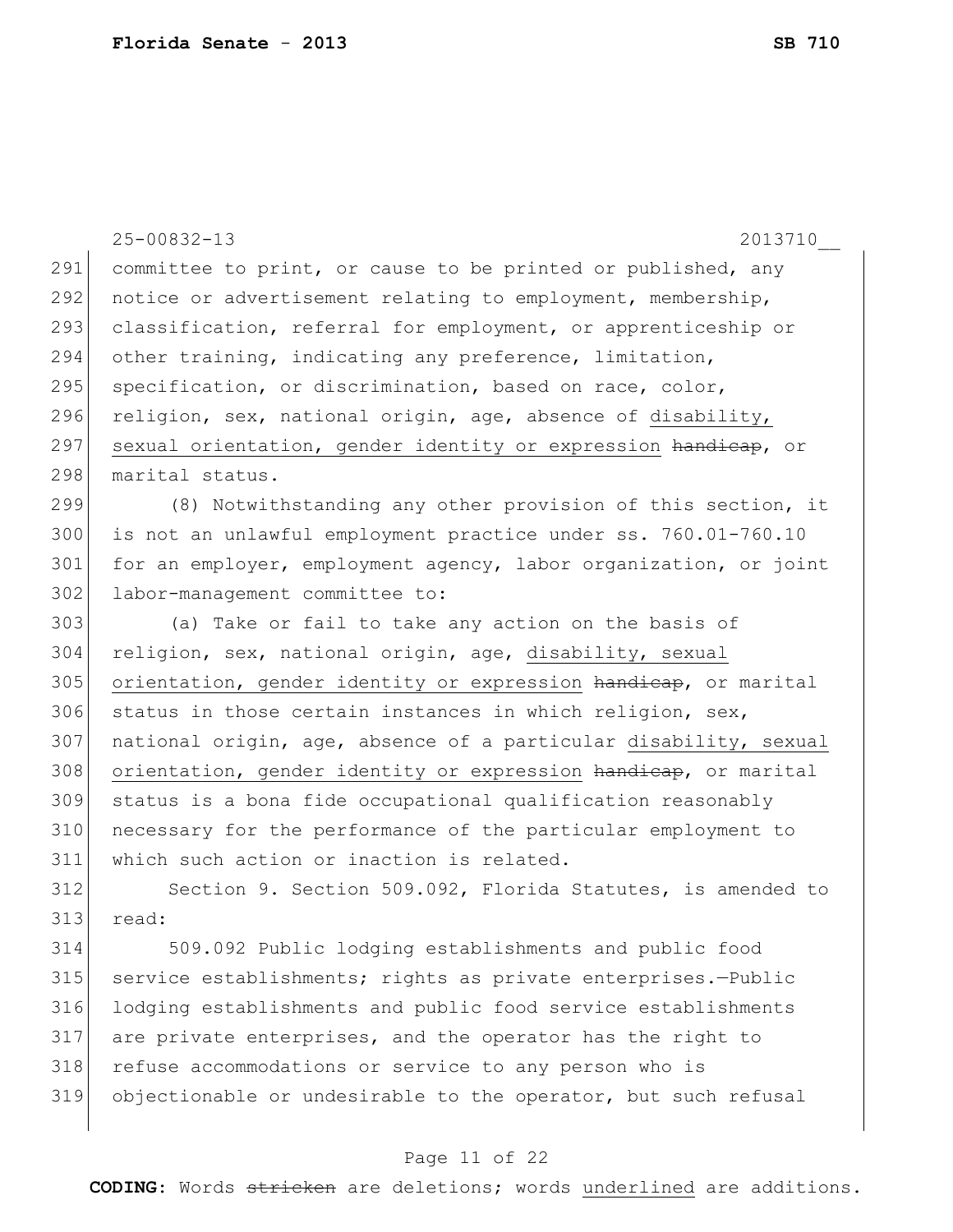committee to print, or cause to be printed or published, any notice or advertisement relating to employment, membership, classification, referral for employment, or apprenticeship or other training, indicating any preference, limitation, specification, or discrimination, based on race, color, religion, sex, national origin, age, absence of <u>disability, sexual orientation, gender identity or expression</u> ~~handicap~~, or marital status.

(8) Notwithstanding any other provision of this section, it is not an unlawful employment practice under ss. 760.01-760.10 for an employer, employment agency, labor organization, or joint labor-management committee to:

(a) Take or fail to take any action on the basis of religion, sex, national origin, age, <u>disability, sexual orientation, gender identity or expression</u> ~~handicap~~, or marital status in those certain instances in which religion, sex, national origin, age, absence of a particular <u>disability, sexual orientation, gender identity or expression</u> ~~handicap~~, or marital status is a bona fide occupational qualification reasonably necessary for the performance of the particular employment to which such action or inaction is related.

Section 9. Section 509.092, Florida Statutes, is amended to read:

509.092 Public lodging establishments and public food service establishments; rights as private enterprises.—Public lodging establishments and public food service establishments are private enterprises, and the operator has the right to refuse accommodations or service to any person who is objectionable or undesirable to the operator, but such refusal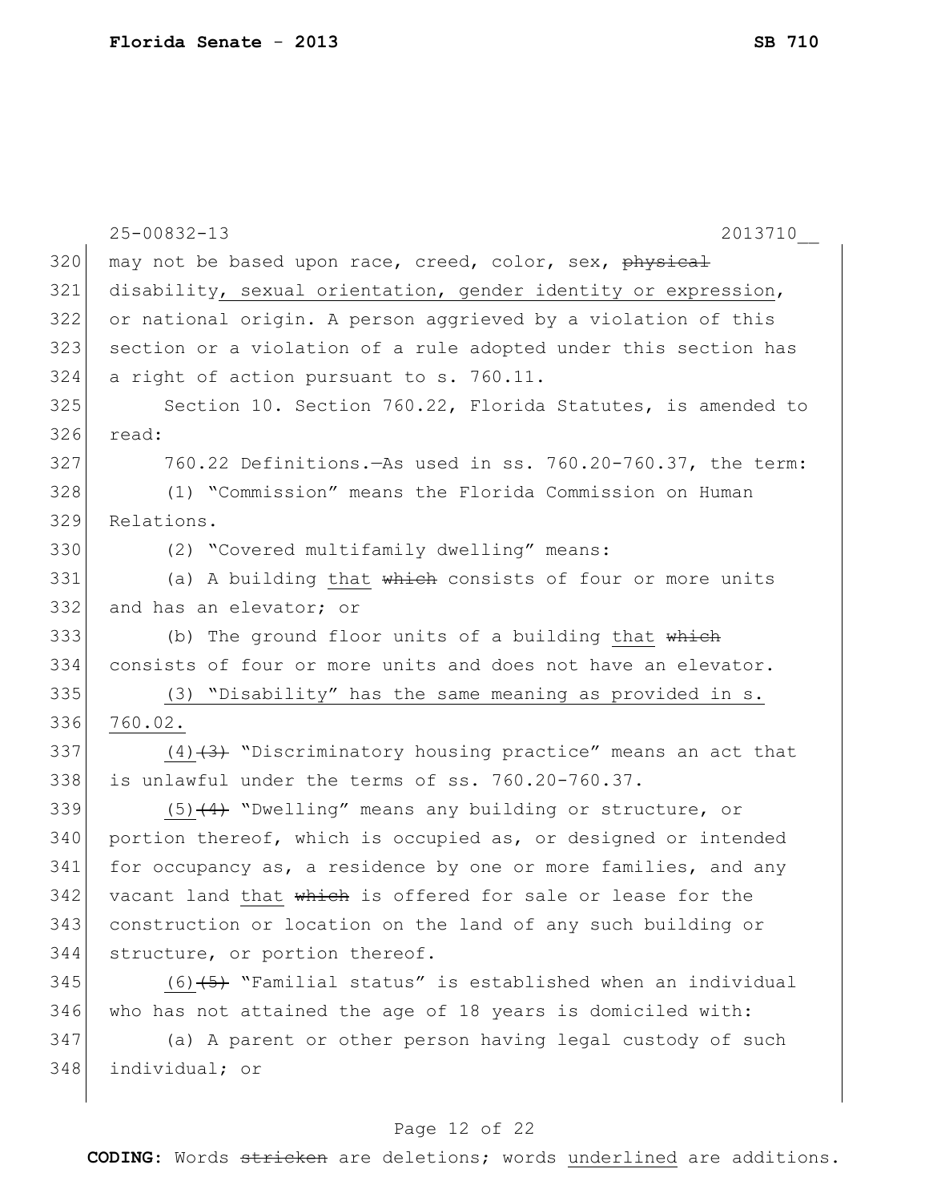may not be based upon race, creed, color, sex, ~~physical~~ disability<u>, sexual orientation, gender identity or expression</u>, or national origin. A person aggrieved by a violation of this section or a violation of a rule adopted under this section has a right of action pursuant to s. 760.11.

Section 10. Section 760.22, Florida Statutes, is amended to read:

760.22 Definitions.—As used in ss. 760.20-760.37, the term:

(1) "Commission" means the Florida Commission on Human Relations.

(2) "Covered multifamily dwelling" means:

(a) A building <u>that</u> ~~which~~ consists of four or more units and has an elevator; or

(b) The ground floor units of a building <u>that</u> ~~which~~ consists of four or more units and does not have an elevator.

<u>(3) "Disability" has the same meaning as provided in s. 760.02.</u>

<u>(4)</u>~~(3)~~ "Discriminatory housing practice" means an act that is unlawful under the terms of ss. 760.20-760.37.

<u>(5)</u>~~(4)~~ "Dwelling" means any building or structure, or portion thereof, which is occupied as, or designed or intended for occupancy as, a residence by one or more families, and any vacant land <u>that</u> ~~which~~ is offered for sale or lease for the construction or location on the land of any such building or structure, or portion thereof.

<u>(6)</u>~~(5)~~ "Familial status" is established when an individual who has not attained the age of 18 years is domiciled with:

(a) A parent or other person having legal custody of such individual; or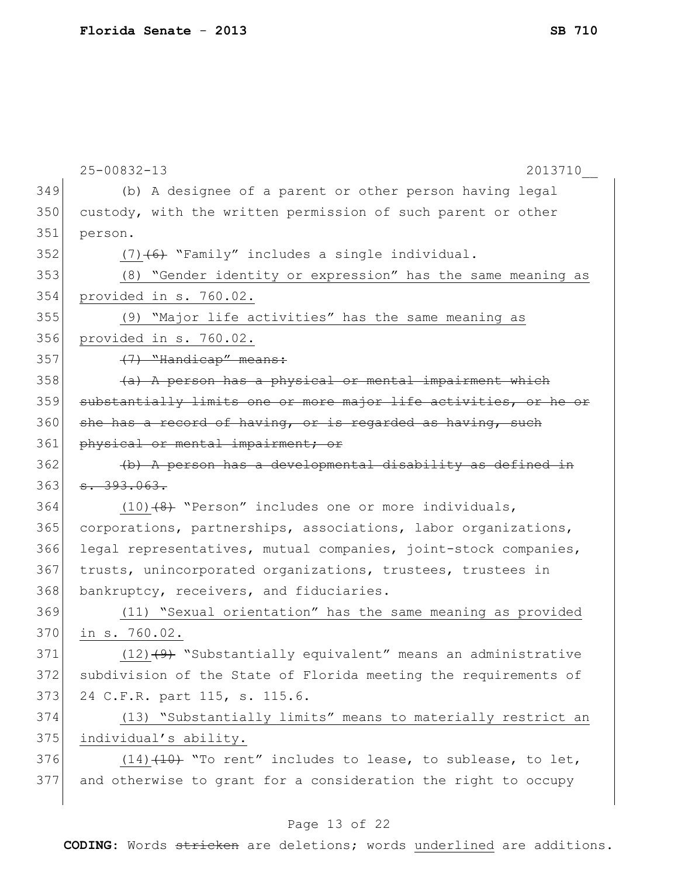(b) A designee of a parent or other person having legal custody, with the written permission of such parent or other person.

(7) ~~(6)~~ "Family" includes a single individual.

<u>(8) "Gender identity or expression" has the same meaning as provided in s. 760.02.</u>

<u>(9) "Major life activities" has the same meaning as provided in s. 760.02.</u>

~~(7) "Handicap" means:~~

~~(a) A person has a physical or mental impairment which substantially limits one or more major life activities, or he or she has a record of having, or is regarded as having, such physical or mental impairment; or~~

~~(b) A person has a developmental disability as defined in s. 393.063.~~

(10) ~~(8)~~ "Person" includes one or more individuals, corporations, partnerships, associations, labor organizations, legal representatives, mutual companies, joint-stock companies, trusts, unincorporated organizations, trustees, trustees in bankruptcy, receivers, and fiduciaries.

<u>(11) "Sexual orientation" has the same meaning as provided in s. 760.02.</u>

(12) ~~(9)~~ "Substantially equivalent" means an administrative subdivision of the State of Florida meeting the requirements of 24 C.F.R. part 115, s. 115.6.

<u>(13) "Substantially limits" means to materially restrict an individual's ability.</u>

(14) ~~(10)~~ "To rent" includes to lease, to sublease, to let, and otherwise to grant for a consideration the right to occupy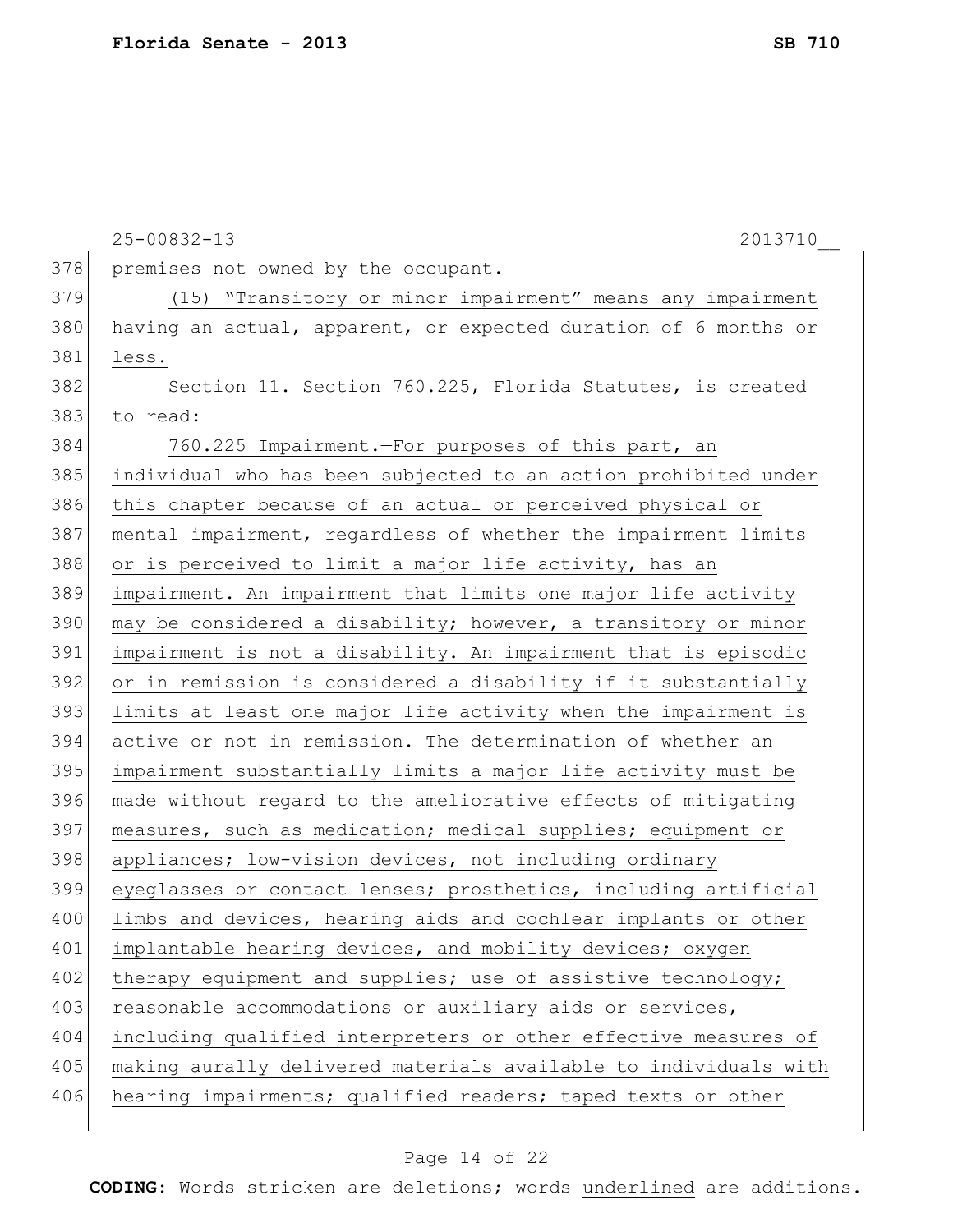25-00832-13 2013710__

premises not owned by the occupant.

(15) "Transitory or minor impairment" means any impairment having an actual, apparent, or expected duration of 6 months or less.

Section 11. Section 760.225, Florida Statutes, is created to read:

760.225 Impairment.—For purposes of this part, an individual who has been subjected to an action prohibited under this chapter because of an actual or perceived physical or mental impairment, regardless of whether the impairment limits or is perceived to limit a major life activity, has an impairment. An impairment that limits one major life activity may be considered a disability; however, a transitory or minor impairment is not a disability. An impairment that is episodic or in remission is considered a disability if it substantially limits at least one major life activity when the impairment is active or not in remission. The determination of whether an impairment substantially limits a major life activity must be made without regard to the ameliorative effects of mitigating measures, such as medication; medical supplies; equipment or appliances; low-vision devices, not including ordinary eyeglasses or contact lenses; prosthetics, including artificial limbs and devices, hearing aids and cochlear implants or other implantable hearing devices, and mobility devices; oxygen therapy equipment and supplies; use of assistive technology; reasonable accommodations or auxiliary aids or services, including qualified interpreters or other effective measures of making aurally delivered materials available to individuals with hearing impairments; qualified readers; taped texts or other

**CODING:** Words ~~stricken~~ are deletions; words underlined are additions.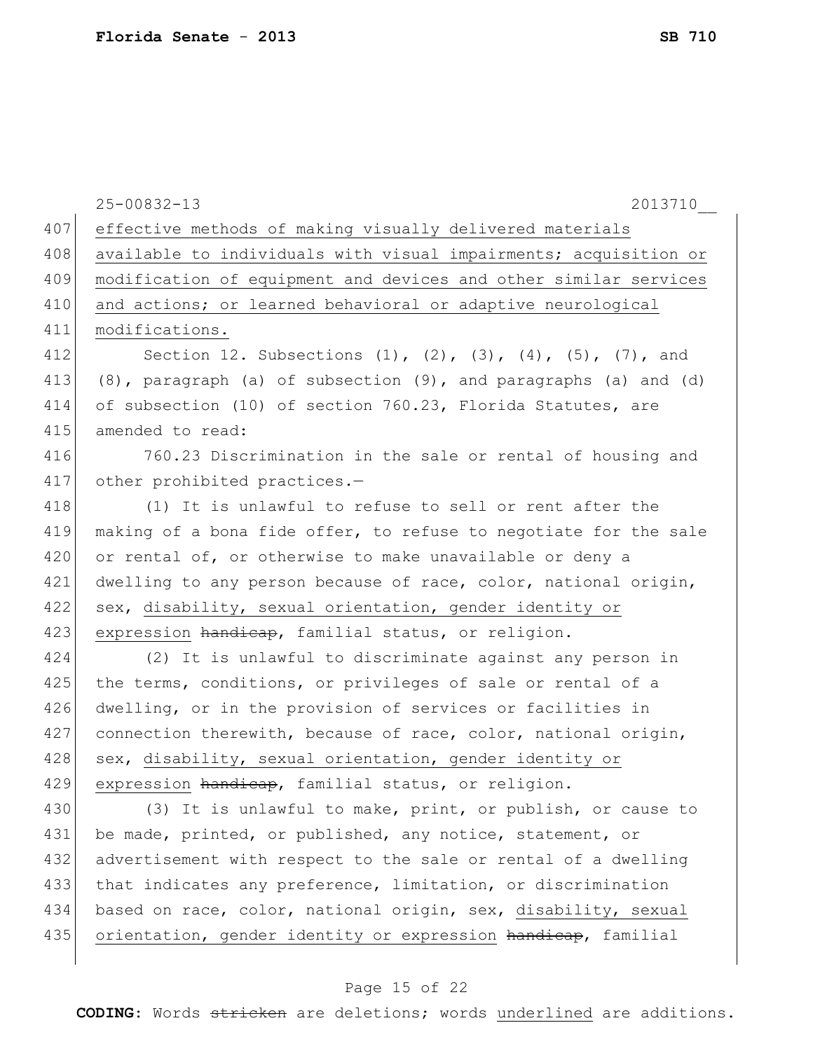effective methods of making visually delivered materials available to individuals with visual impairments; acquisition or modification of equipment and devices and other similar services and actions; or learned behavioral or adaptive neurological modifications.

Section 12. Subsections (1), (2), (3), (4), (5), (7), and (8), paragraph (a) of subsection (9), and paragraphs (a) and (d) of subsection (10) of section 760.23, Florida Statutes, are amended to read:

760.23 Discrimination in the sale or rental of housing and other prohibited practices.—

(1) It is unlawful to refuse to sell or rent after the making of a bona fide offer, to refuse to negotiate for the sale or rental of, or otherwise to make unavailable or deny a dwelling to any person because of race, color, national origin, sex, <u>disability, sexual orientation, gender identity or expression</u> ~~handicap~~, familial status, or religion.

(2) It is unlawful to discriminate against any person in the terms, conditions, or privileges of sale or rental of a dwelling, or in the provision of services or facilities in connection therewith, because of race, color, national origin, sex, <u>disability, sexual orientation, gender identity or expression</u> ~~handicap~~, familial status, or religion.

(3) It is unlawful to make, print, or publish, or cause to be made, printed, or published, any notice, statement, or advertisement with respect to the sale or rental of a dwelling that indicates any preference, limitation, or discrimination based on race, color, national origin, sex, <u>disability, sexual orientation, gender identity or expression</u> ~~handicap~~, familial

CODING: Words ~~stricken~~ are deletions; words <u>underlined</u> are additions.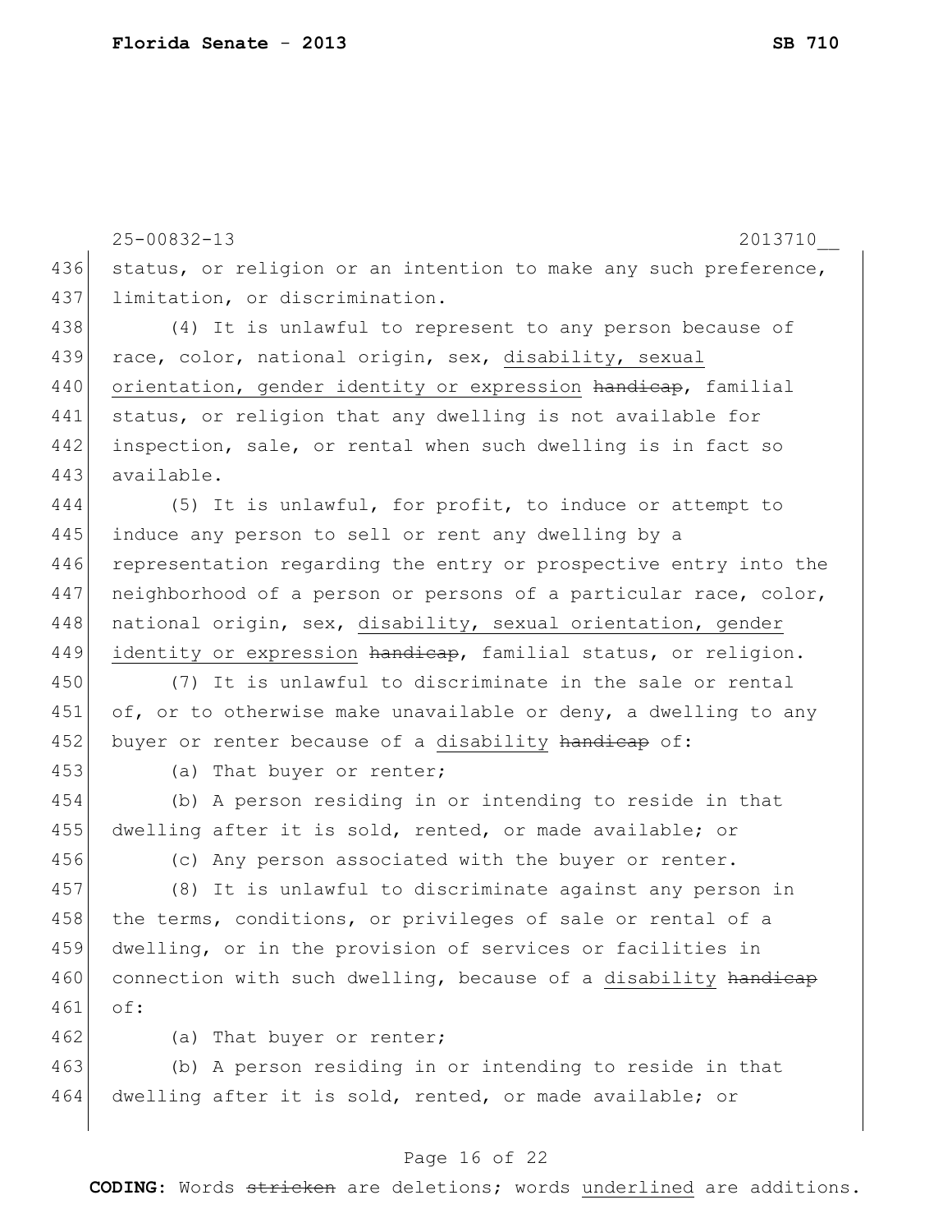25-00832-13 2013710__

436 status, or religion or an intention to make any such preference,
437 limitation, or discrimination.

438 (4) It is unlawful to represent to any person because of
439 race, color, national origin, sex, <u>disability, sexual</u>
440 <u>orientation, gender identity or expression</u> ~~handicap~~, familial
441 status, or religion that any dwelling is not available for
442 inspection, sale, or rental when such dwelling is in fact so
443 available.

444 (5) It is unlawful, for profit, to induce or attempt to
445 induce any person to sell or rent any dwelling by a
446 representation regarding the entry or prospective entry into the
447 neighborhood of a person or persons of a particular race, color,
448 national origin, sex, <u>disability, sexual orientation, gender</u>
449 <u>identity or expression</u> ~~handicap~~, familial status, or religion.

450 (7) It is unlawful to discriminate in the sale or rental
451 of, or to otherwise make unavailable or deny, a dwelling to any
452 buyer or renter because of a <u>disability</u> ~~handicap~~ of:

453 (a) That buyer or renter;

454 (b) A person residing in or intending to reside in that
455 dwelling after it is sold, rented, or made available; or

456 (c) Any person associated with the buyer or renter.

457 (8) It is unlawful to discriminate against any person in
458 the terms, conditions, or privileges of sale or rental of a
459 dwelling, or in the provision of services or facilities in
460 connection with such dwelling, because of a <u>disability</u> ~~handicap~~
461 of:

462 (a) That buyer or renter;

463 (b) A person residing in or intending to reside in that
464 dwelling after it is sold, rented, or made available; or

**CODING:** Words ~~stricken~~ are deletions; words <u>underlined</u> are additions.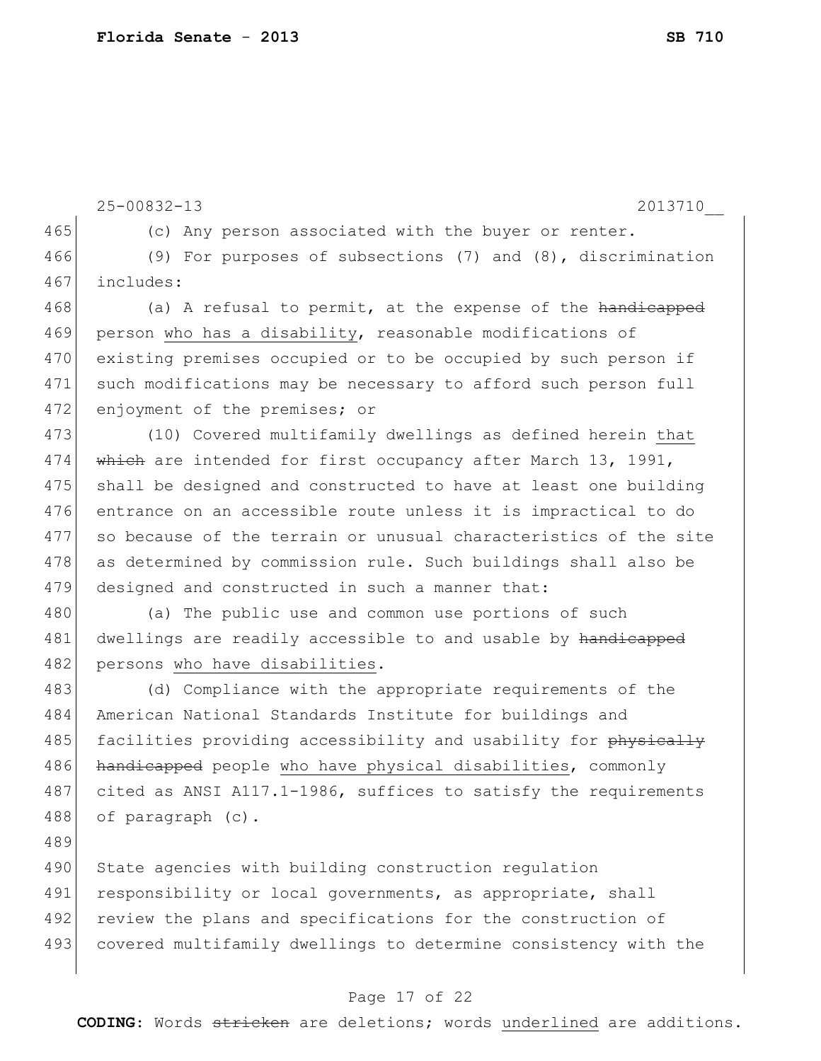25-00832-13 2013710__

465 (c) Any person associated with the buyer or renter.

466 (9) For purposes of subsections (7) and (8), discrimination
467 includes:

468 (a) A refusal to permit, at the expense of the ~~handicapped~~
469 person <u>who has a disability</u>, reasonable modifications of
470 existing premises occupied or to be occupied by such person if
471 such modifications may be necessary to afford such person full
472 enjoyment of the premises; or

473 (10) Covered multifamily dwellings as defined herein <u>that</u>
474 ~~which~~ are intended for first occupancy after March 13, 1991,
475 shall be designed and constructed to have at least one building
476 entrance on an accessible route unless it is impractical to do
477 so because of the terrain or unusual characteristics of the site
478 as determined by commission rule. Such buildings shall also be
479 designed and constructed in such a manner that:

480 (a) The public use and common use portions of such
481 dwellings are readily accessible to and usable by ~~handicapped~~
482 persons <u>who have disabilities</u>.

483 (d) Compliance with the appropriate requirements of the
484 American National Standards Institute for buildings and
485 facilities providing accessibility and usability for ~~physically~~
486 ~~handicapped~~ people <u>who have physical disabilities</u>, commonly
487 cited as ANSI A117.1-1986, suffices to satisfy the requirements
488 of paragraph (c).

489

490 State agencies with building construction regulation
491 responsibility or local governments, as appropriate, shall
492 review the plans and specifications for the construction of
493 covered multifamily dwellings to determine consistency with the

**CODING:** Words ~~stricken~~ are deletions; words <u>underlined</u> are additions.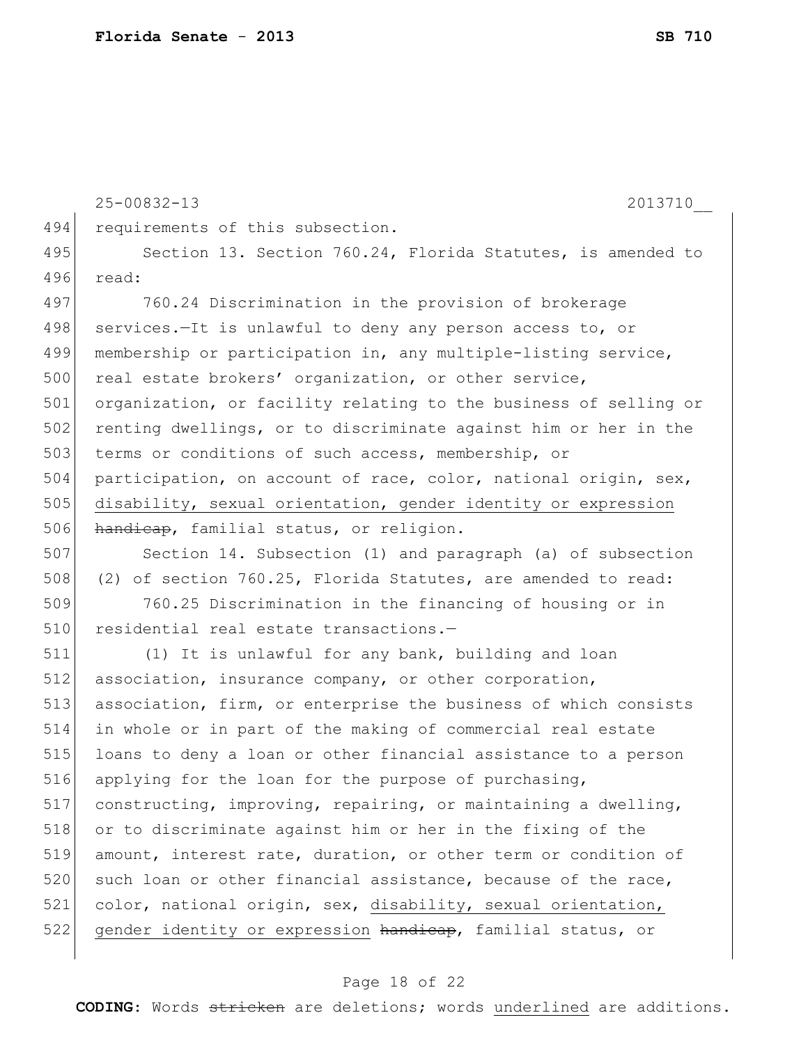25-00832-13 2013710__

494 requirements of this subsection.

495 Section 13. Section 760.24, Florida Statutes, is amended to
496 read:

497 760.24 Discrimination in the provision of brokerage
498 services.—It is unlawful to deny any person access to, or
499 membership or participation in, any multiple-listing service,
500 real estate brokers' organization, or other service,
501 organization, or facility relating to the business of selling or
502 renting dwellings, or to discriminate against him or her in the
503 terms or conditions of such access, membership, or
504 participation, on account of race, color, national origin, sex,
505 <u>disability, sexual orientation, gender identity or expression</u>
506 ~~handicap~~, familial status, or religion.

507 Section 14. Subsection (1) and paragraph (a) of subsection
508 (2) of section 760.25, Florida Statutes, are amended to read:

509 760.25 Discrimination in the financing of housing or in
510 residential real estate transactions.—

511 (1) It is unlawful for any bank, building and loan
512 association, insurance company, or other corporation,
513 association, firm, or enterprise the business of which consists
514 in whole or in part of the making of commercial real estate
515 loans to deny a loan or other financial assistance to a person
516 applying for the loan for the purpose of purchasing,
517 constructing, improving, repairing, or maintaining a dwelling,
518 or to discriminate against him or her in the fixing of the
519 amount, interest rate, duration, or other term or condition of
520 such loan or other financial assistance, because of the race,
521 color, national origin, sex, <u>disability, sexual orientation,</u>
522 <u>gender identity or expression</u> ~~handicap~~, familial status, or

**CODING:** Words ~~stricken~~ are deletions; words <u>underlined</u> are additions.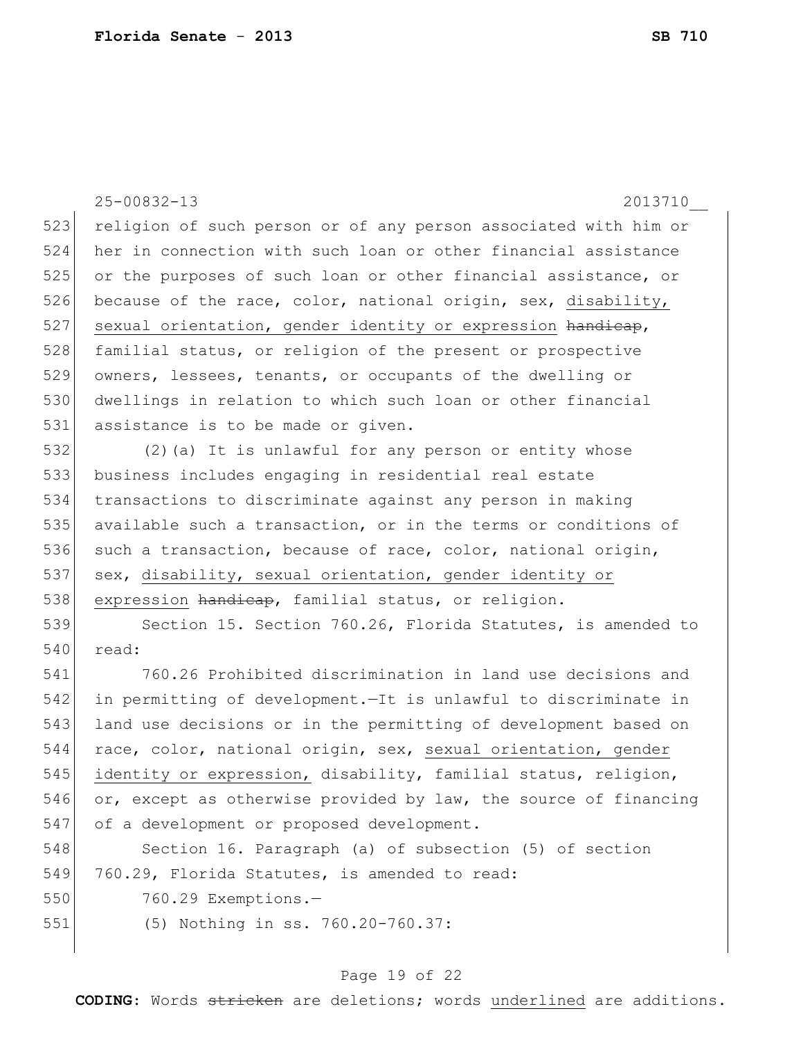religion of such person or of any person associated with him or her in connection with such loan or other financial assistance or the purposes of such loan or other financial assistance, or because of the race, color, national origin, sex, <u>disability, sexual orientation, gender identity or expression</u> ~~handicap~~, familial status, or religion of the present or prospective owners, lessees, tenants, or occupants of the dwelling or dwellings in relation to which such loan or other financial assistance is to be made or given.

(2)(a) It is unlawful for any person or entity whose business includes engaging in residential real estate transactions to discriminate against any person in making available such a transaction, or in the terms or conditions of such a transaction, because of race, color, national origin, sex, <u>disability, sexual orientation, gender identity or expression</u> ~~handicap~~, familial status, or religion.

Section 15. Section 760.26, Florida Statutes, is amended to read:

760.26 Prohibited discrimination in land use decisions and in permitting of development.—It is unlawful to discriminate in land use decisions or in the permitting of development based on race, color, national origin, sex, <u>sexual orientation, gender identity or expression,</u> disability, familial status, religion, or, except as otherwise provided by law, the source of financing of a development or proposed development.

Section 16. Paragraph (a) of subsection (5) of section 760.29, Florida Statutes, is amended to read:

760.29 Exemptions.—

(5) Nothing in ss. 760.20-760.37: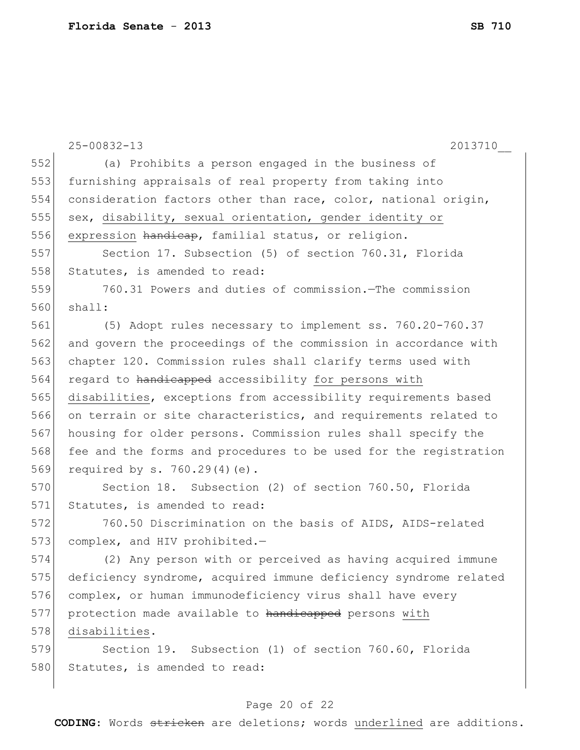25-00832-13 2013710__

552 (a) Prohibits a person engaged in the business of
553 furnishing appraisals of real property from taking into
554 consideration factors other than race, color, national origin,
555 sex, <u>disability, sexual orientation, gender identity or</u>
556 <u>expression</u> ~~handicap~~, familial status, or religion.

557 Section 17. Subsection (5) of section 760.31, Florida
558 Statutes, is amended to read:

559 760.31 Powers and duties of commission.—The commission
560 shall:

561 (5) Adopt rules necessary to implement ss. 760.20-760.37
562 and govern the proceedings of the commission in accordance with
563 chapter 120. Commission rules shall clarify terms used with
564 regard to ~~handicapped~~ accessibility <u>for persons with</u>
565 <u>disabilities</u>, exceptions from accessibility requirements based
566 on terrain or site characteristics, and requirements related to
567 housing for older persons. Commission rules shall specify the
568 fee and the forms and procedures to be used for the registration
569 required by s. 760.29(4)(e).

570 Section 18. Subsection (2) of section 760.50, Florida
571 Statutes, is amended to read:

572 760.50 Discrimination on the basis of AIDS, AIDS-related
573 complex, and HIV prohibited.—

574 (2) Any person with or perceived as having acquired immune
575 deficiency syndrome, acquired immune deficiency syndrome related
576 complex, or human immunodeficiency virus shall have every
577 protection made available to ~~handicapped~~ persons <u>with</u>
578 <u>disabilities</u>.

579 Section 19. Subsection (1) of section 760.60, Florida
580 Statutes, is amended to read:

**CODING:** Words ~~stricken~~ are deletions; words <u>underlined</u> are additions.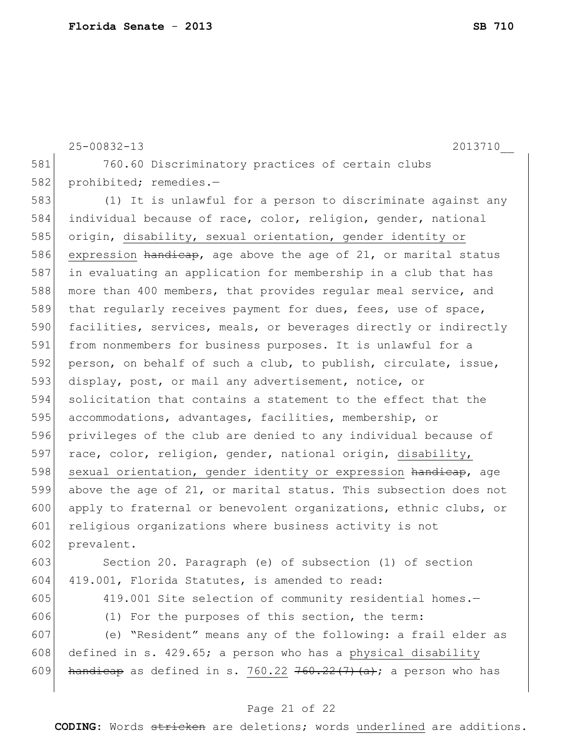25-00832-13 2013710__

760.60 Discriminatory practices of certain clubs prohibited; remedies.—

(1) It is unlawful for a person to discriminate against any individual because of race, color, religion, gender, national origin, <u>disability, sexual orientation, gender identity or expression</u> ~~handicap~~, age above the age of 21, or marital status in evaluating an application for membership in a club that has more than 400 members, that provides regular meal service, and that regularly receives payment for dues, fees, use of space, facilities, services, meals, or beverages directly or indirectly from nonmembers for business purposes. It is unlawful for a person, on behalf of such a club, to publish, circulate, issue, display, post, or mail any advertisement, notice, or solicitation that contains a statement to the effect that the accommodations, advantages, facilities, membership, or privileges of the club are denied to any individual because of race, color, religion, gender, national origin, <u>disability, sexual orientation, gender identity or expression</u> ~~handicap~~, age above the age of 21, or marital status. This subsection does not apply to fraternal or benevolent organizations, ethnic clubs, or religious organizations where business activity is not prevalent.

Section 20. Paragraph (e) of subsection (1) of section 419.001, Florida Statutes, is amended to read:

419.001 Site selection of community residential homes.—

(1) For the purposes of this section, the term:

(e) "Resident" means any of the following: a frail elder as defined in s. 429.65; a person who has a <u>physical disability</u> ~~handicap~~ as defined in s. <u>760.22</u> ~~760.22(7)(a)~~; a person who has

**CODING:** Words ~~stricken~~ are deletions; words <u>underlined</u> are additions.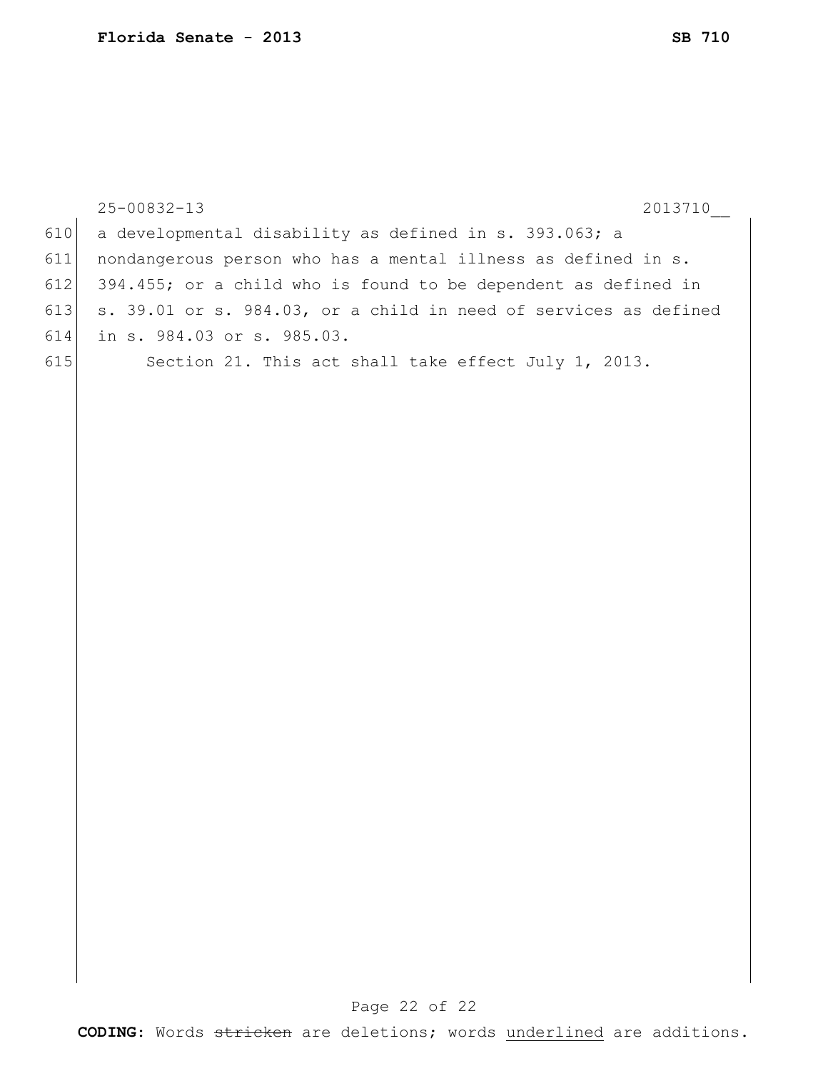25-00832-13 2013710__

610 a developmental disability as defined in s. 393.063; a
611 nondangerous person who has a mental illness as defined in s.
612 394.455; or a child who is found to be dependent as defined in
613 s. 39.01 or s. 984.03, or a child in need of services as defined
614 in s. 984.03 or s. 985.03.

615 Section 21. This act shall take effect July 1, 2013.

**CODING:** Words ~~stricken~~ are deletions; words underlined are additions.